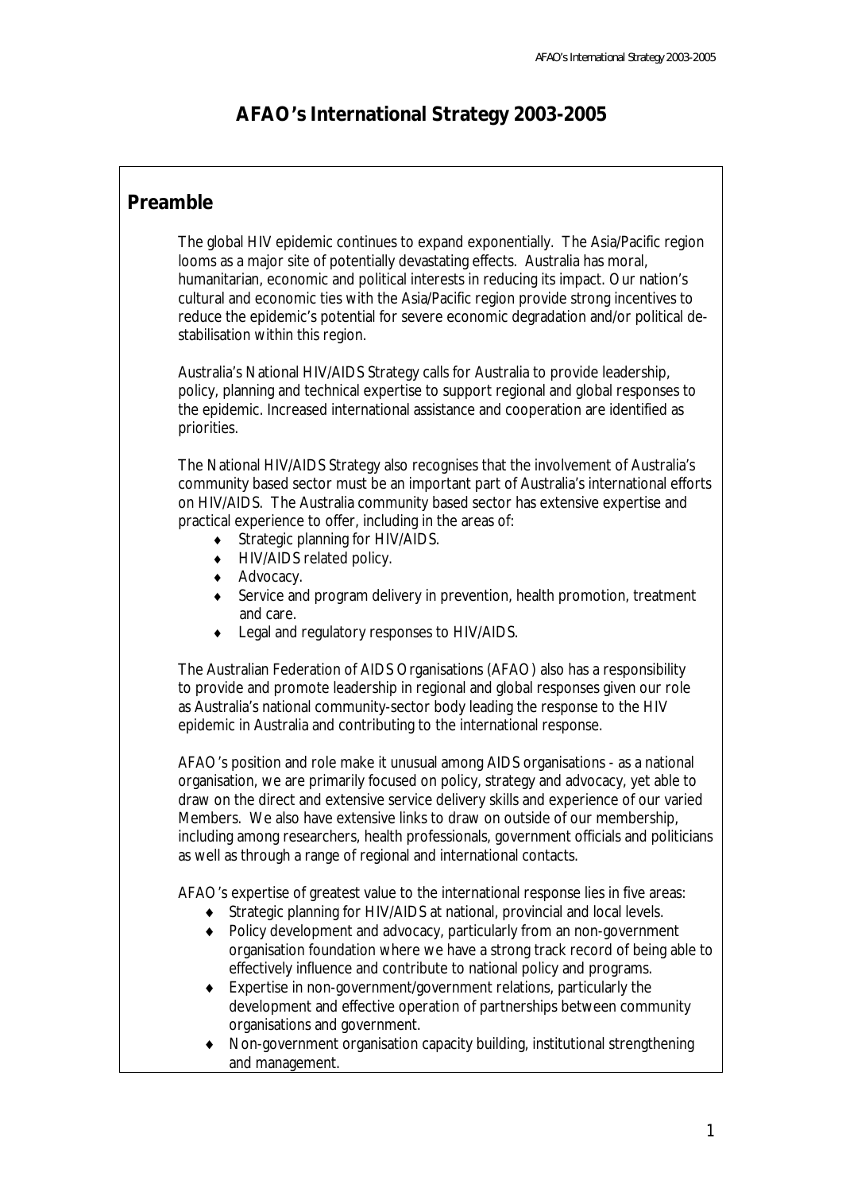# AFAO's International Strategy 2003-2005

## Preamble

The global HIV epidemic continues to expand exponentially. The Asia/Pacific region looms as a major site of potentially devastating effects. Australia has moral, humanitarian, economic and political interests in reducing its impact. Our nation's cultural and economic ties with the Asia/Pacific region provide strong incentives to reduce the epidemic's potential for severe economic degradation and/or political de-stabilisation within this region.

Australia's National HIV/AIDS Strategy calls for Australia to provide leadership, policy, planning and technical expertise to support regional and global responses to the epidemic. Increased international assistance and cooperation are identified as priorities.

The National HIV/AIDS Strategy also recognises that the involvement of Australia's community based sector must be an important part of Australia's international efforts on HIV/AIDS. The Australia community based sector has extensive expertise and practical experience to offer, including in the areas of:

- Strategic planning for HIV/AIDS.
- HIV/AIDS related policy.
- Advocacy.
- Service and program delivery in prevention, health promotion, treatment and care.
- Legal and regulatory responses to HIV/AIDS.

The Australian Federation of AIDS Organisations (AFAO) also has a responsibility to provide and promote leadership in regional and global responses given our role as Australia's national community-sector body leading the response to the HIV epidemic in Australia and contributing to the international response.

AFAO's position and role make it unusual among AIDS organisations - as a national organisation, we are primarily focused on policy, strategy and advocacy, yet able to draw on the direct and extensive service delivery skills and experience of our varied Members. We also have extensive links to draw on outside of our membership, including among researchers, health professionals, government officials and politicians as well as through a range of regional and international contacts.

AFAO's expertise of greatest value to the international response lies in five areas:

- Strategic planning for HIV/AIDS at national, provincial and local levels.
- Policy development and advocacy, particularly from an non-government organisation foundation where we have a strong track record of being able to effectively influence and contribute to national policy and programs.
- Expertise in non-government/government relations, particularly the development and effective operation of partnerships between community organisations and government.
- Non-government organisation capacity building, institutional strengthening and management.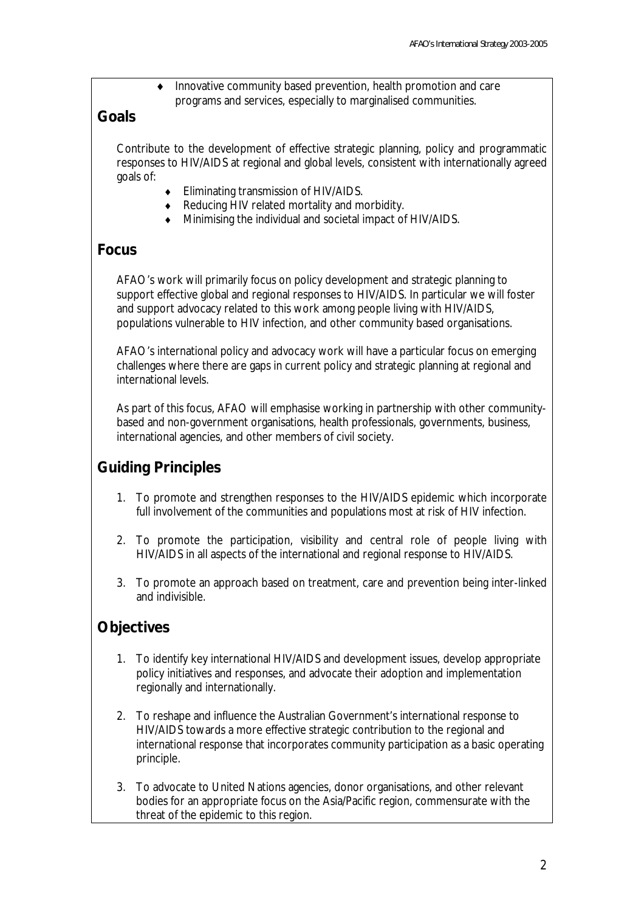- Innovative community based prevention, health promotion and care programs and services, especially to marginalised communities.

## Goals

Contribute to the development of effective strategic planning, policy and programmatic responses to HIV/AIDS at regional and global levels, consistent with internationally agreed goals of:

- Eliminating transmission of HIV/AIDS.
- Reducing HIV related mortality and morbidity.
- Minimising the individual and societal impact of HIV/AIDS.

## Focus

AFAO's work will primarily focus on policy development and strategic planning to support effective global and regional responses to HIV/AIDS. In particular we will foster and support advocacy related to this work among people living with HIV/AIDS, populations vulnerable to HIV infection, and other community based organisations.

AFAO's international policy and advocacy work will have a particular focus on emerging challenges where there are gaps in current policy and strategic planning at regional and international levels.

As part of this focus, AFAO will emphasise working in partnership with other community-based and non-government organisations, health professionals, governments, business, international agencies, and other members of civil society.

## Guiding Principles

1. To promote and strengthen responses to the HIV/AIDS epidemic which incorporate full involvement of the communities and populations most at risk of HIV infection.

2. To promote the participation, visibility and central role of people living with HIV/AIDS in all aspects of the international and regional response to HIV/AIDS.

3. To promote an approach based on treatment, care and prevention being inter-linked and indivisible.

## Objectives

1. To identify key international HIV/AIDS and development issues, develop appropriate policy initiatives and responses, and advocate their adoption and implementation regionally and internationally.

2. To reshape and influence the Australian Government's international response to HIV/AIDS towards a more effective strategic contribution to the regional and international response that incorporates community participation as a basic operating principle.

3. To advocate to United Nations agencies, donor organisations, and other relevant bodies for an appropriate focus on the Asia/Pacific region, commensurate with the threat of the epidemic to this region.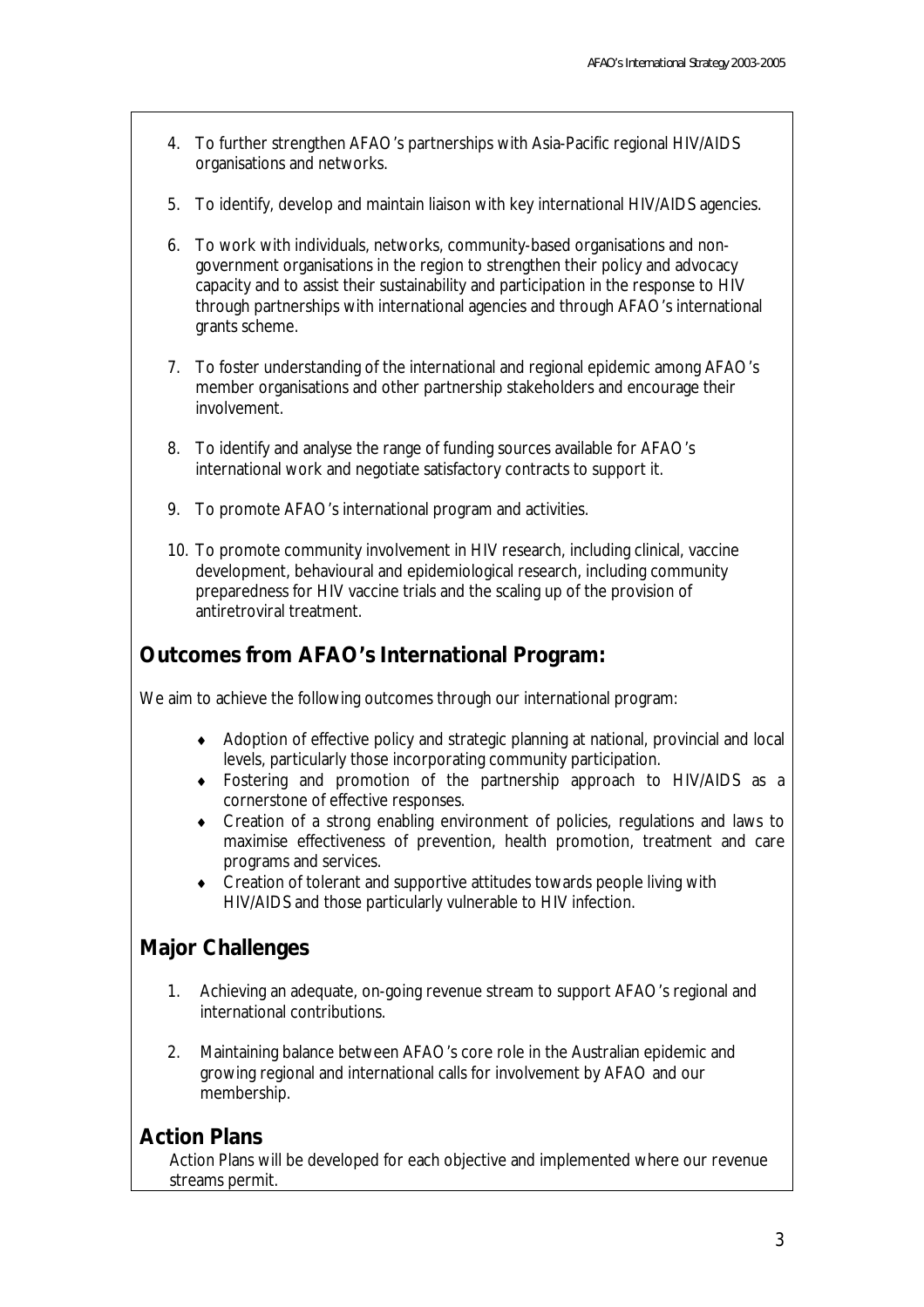4. To further strengthen AFAO's partnerships with Asia-Pacific regional HIV/AIDS organisations and networks.

5. To identify, develop and maintain liaison with key international HIV/AIDS agencies.

6. To work with individuals, networks, community-based organisations and non-government organisations in the region to strengthen their policy and advocacy capacity and to assist their sustainability and participation in the response to HIV through partnerships with international agencies and through AFAO's international grants scheme.

7. To foster understanding of the international and regional epidemic among AFAO's member organisations and other partnership stakeholders and encourage their involvement.

8. To identify and analyse the range of funding sources available for AFAO's international work and negotiate satisfactory contracts to support it.

9. To promote AFAO's international program and activities.

10. To promote community involvement in HIV research, including clinical, vaccine development, behavioural and epidemiological research, including community preparedness for HIV vaccine trials and the scaling up of the provision of antiretroviral treatment.

## Outcomes from AFAO's International Program:

We aim to achieve the following outcomes through our international program:

- Adoption of effective policy and strategic planning at national, provincial and local levels, particularly those incorporating community participation.
- Fostering and promotion of the partnership approach to HIV/AIDS as a cornerstone of effective responses.
- Creation of a strong enabling environment of policies, regulations and laws to maximise effectiveness of prevention, health promotion, treatment and care programs and services.
- Creation of tolerant and supportive attitudes towards people living with HIV/AIDS and those particularly vulnerable to HIV infection.

## Major Challenges

1. Achieving an adequate, on-going revenue stream to support AFAO's regional and international contributions.

2. Maintaining balance between AFAO's core role in the Australian epidemic and growing regional and international calls for involvement by AFAO and our membership.

## Action Plans

Action Plans will be developed for each objective and implemented where our revenue streams permit.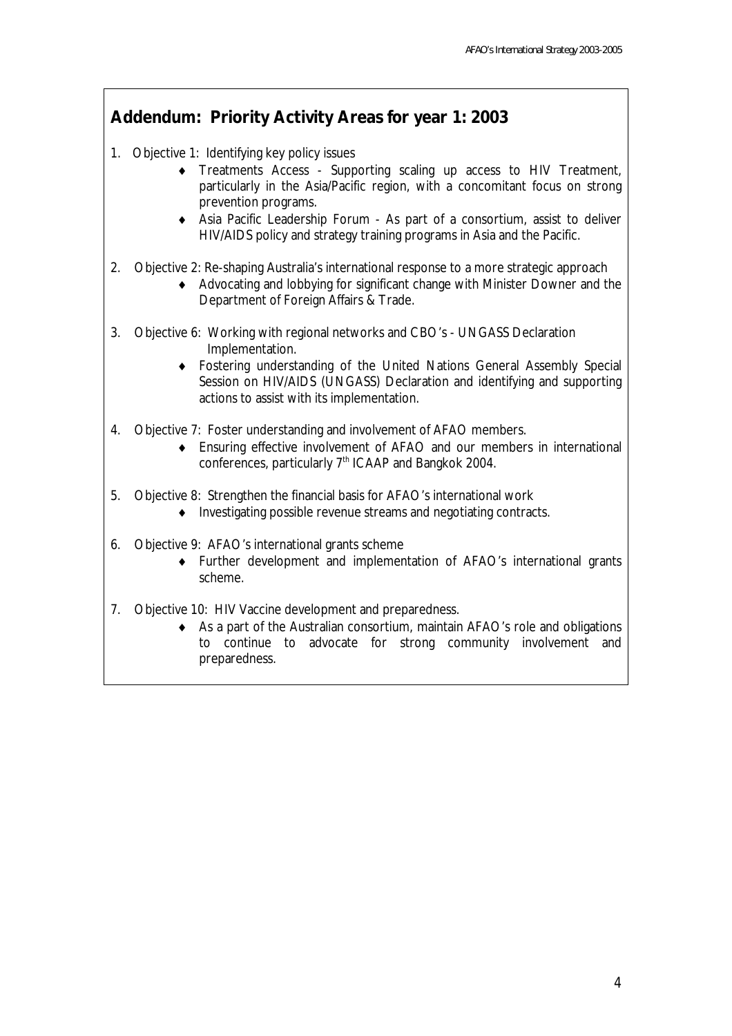## Addendum: Priority Activity Areas for year 1: 2003

1. Objective 1: Identifying key policy issues
   - Treatments Access - Supporting scaling up access to HIV Treatment, particularly in the Asia/Pacific region, with a concomitant focus on strong prevention programs.
   - Asia Pacific Leadership Forum - As part of a consortium, assist to deliver HIV/AIDS policy and strategy training programs in Asia and the Pacific.

2. Objective 2: Re-shaping Australia's international response to a more strategic approach
   - Advocating and lobbying for significant change with Minister Downer and the Department of Foreign Affairs & Trade.

3. Objective 6: Working with regional networks and CBO's - UNGASS Declaration Implementation.
   - Fostering understanding of the United Nations General Assembly Special Session on HIV/AIDS (UNGASS) Declaration and identifying and supporting actions to assist with its implementation.

4. Objective 7: Foster understanding and involvement of AFAO members.
   - Ensuring effective involvement of AFAO and our members in international conferences, particularly 7th ICAAP and Bangkok 2004.

5. Objective 8: Strengthen the financial basis for AFAO's international work
   - Investigating possible revenue streams and negotiating contracts.

6. Objective 9: AFAO's international grants scheme
   - Further development and implementation of AFAO's international grants scheme.

7. Objective 10: HIV Vaccine development and preparedness.
   - As a part of the Australian consortium, maintain AFAO's role and obligations to continue to advocate for strong community involvement and preparedness.